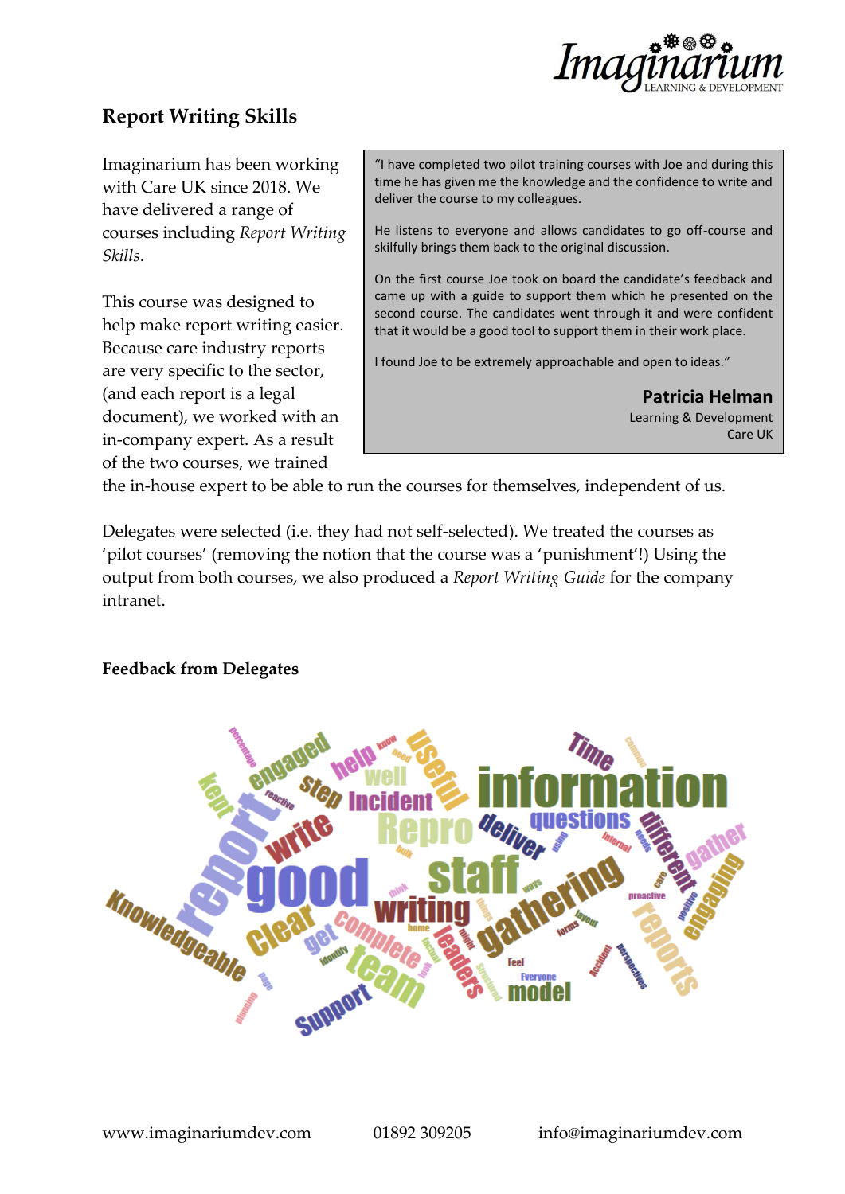# Report Writing Skills

Imaginarium has been working with Care UK since 2018. We have delivered a range of courses including *Report Writing Skills*.

This course was designed to help make report writing easier. Because care industry reports are very specific to the sector, (and each report is a legal document), we worked with an in-company expert. As a result of the two courses, we trained the in-house expert to be able to run the courses for themselves, independent of us.

> "I have completed two pilot training courses with Joe and during this time he has given me the knowledge and the confidence to write and deliver the course to my colleagues.
>
> He listens to everyone and allows candidates to go off-course and skilfully brings them back to the original discussion.
>
> On the first course Joe took on board the candidate's feedback and came up with a guide to support them which he presented on the second course. The candidates went through it and were confident that it would be a good tool to support them in their work place.
>
> I found Joe to be extremely approachable and open to ideas."
>
> **Patricia Helman**
> Learning & Development
> Care UK

Delegates were selected (i.e. they had not self-selected). We treated the courses as 'pilot courses' (removing the notion that the course was a 'punishment'!) Using the output from both courses, we also produced a *Report Writing Guide* for the company intranet.

**Feedback from Delegates**

information good report staff gathering writing useful Repro team Knowledgeable Clear questions different reports write Incident deliver engaging engaged Step help well gather Time Complete leaders Support model kept get proactive Feel Everyone

www.imaginariumdev.com 01892 309205 info@imaginariumdev.com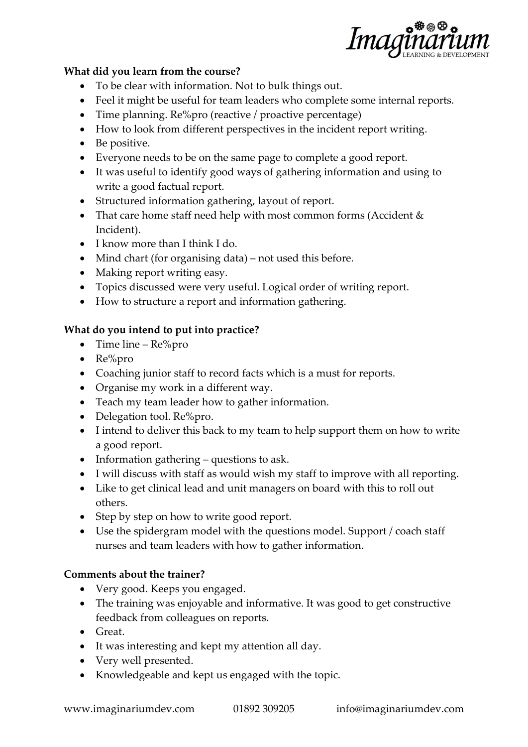**What did you learn from the course?**

- To be clear with information. Not to bulk things out.
- Feel it might be useful for team leaders who complete some internal reports.
- Time planning. Re%pro (reactive / proactive percentage)
- How to look from different perspectives in the incident report writing.
- Be positive.
- Everyone needs to be on the same page to complete a good report.
- It was useful to identify good ways of gathering information and using to write a good factual report.
- Structured information gathering, layout of report.
- That care home staff need help with most common forms (Accident & Incident).
- I know more than I think I do.
- Mind chart (for organising data) – not used this before.
- Making report writing easy.
- Topics discussed were very useful. Logical order of writing report.
- How to structure a report and information gathering.

**What do you intend to put into practice?**

- Time line – Re%pro
- Re%pro
- Coaching junior staff to record facts which is a must for reports.
- Organise my work in a different way.
- Teach my team leader how to gather information.
- Delegation tool. Re%pro.
- I intend to deliver this back to my team to help support them on how to write a good report.
- Information gathering – questions to ask.
- I will discuss with staff as would wish my staff to improve with all reporting.
- Like to get clinical lead and unit managers on board with this to roll out others.
- Step by step on how to write good report.
- Use the spidergram model with the questions model. Support / coach staff nurses and team leaders with how to gather information.

**Comments about the trainer?**

- Very good. Keeps you engaged.
- The training was enjoyable and informative. It was good to get constructive feedback from colleagues on reports.
- Great.
- It was interesting and kept my attention all day.
- Very well presented.
- Knowledgeable and kept us engaged with the topic.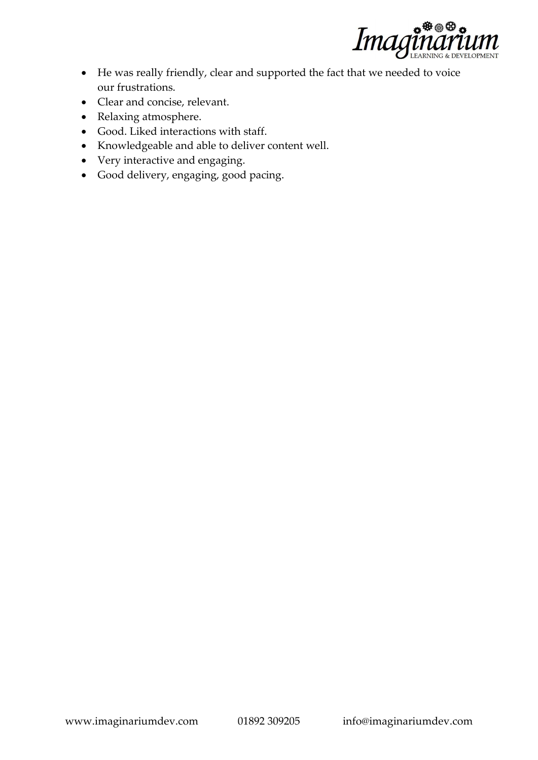- He was really friendly, clear and supported the fact that we needed to voice our frustrations.
- Clear and concise, relevant.
- Relaxing atmosphere.
- Good. Liked interactions with staff.
- Knowledgeable and able to deliver content well.
- Very interactive and engaging.
- Good delivery, engaging, good pacing.